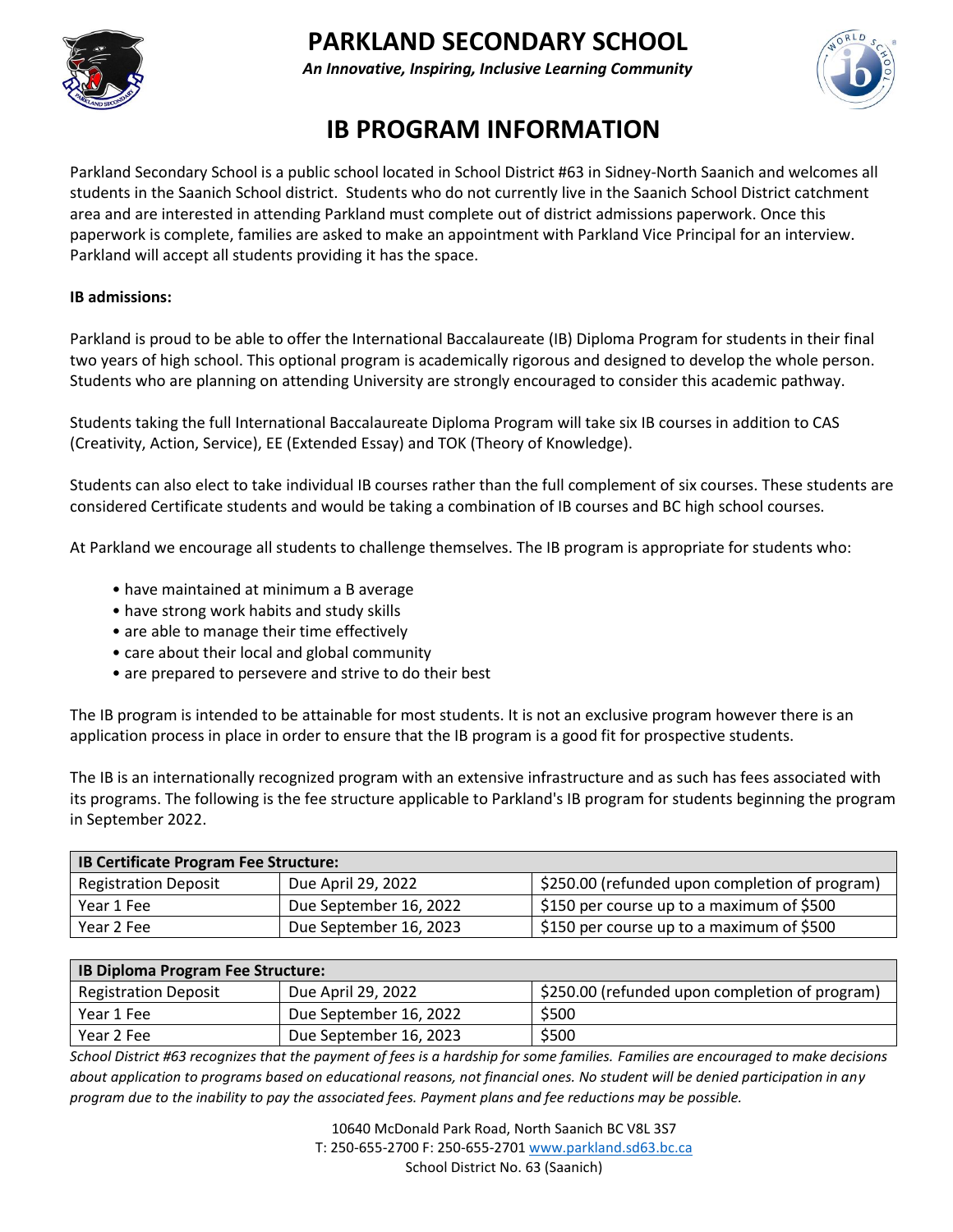# PARKLAND SECONDARY SCHOOL

*An Innovative, Inspiring, Inclusive Learning Community*

## IB PROGRAM INFORMATION

Parkland Secondary School is a public school located in School District #63 in Sidney-North Saanich and welcomes all students in the Saanich School district. Students who do not currently live in the Saanich School District catchment area and are interested in attending Parkland must complete out of district admissions paperwork. Once this paperwork is complete, families are asked to make an appointment with Parkland Vice Principal for an interview. Parkland will accept all students providing it has the space.

**IB admissions:**

Parkland is proud to be able to offer the International Baccalaureate (IB) Diploma Program for students in their final two years of high school. This optional program is academically rigorous and designed to develop the whole person. Students who are planning on attending University are strongly encouraged to consider this academic pathway.

Students taking the full International Baccalaureate Diploma Program will take six IB courses in addition to CAS (Creativity, Action, Service), EE (Extended Essay) and TOK (Theory of Knowledge).

Students can also elect to take individual IB courses rather than the full complement of six courses. These students are considered Certificate students and would be taking a combination of IB courses and BC high school courses.

At Parkland we encourage all students to challenge themselves. The IB program is appropriate for students who:

- have maintained at minimum a B average
- have strong work habits and study skills
- are able to manage their time effectively
- care about their local and global community
- are prepared to persevere and strive to do their best

The IB program is intended to be attainable for most students. It is not an exclusive program however there is an application process in place in order to ensure that the IB program is a good fit for prospective students.

The IB is an internationally recognized program with an extensive infrastructure and as such has fees associated with its programs. The following is the fee structure applicable to Parkland's IB program for students beginning the program in September 2022.

| **IB Certificate Program Fee Structure:** | | |
|---|---|---|
| Registration Deposit | Due April 29, 2022 | $250.00 (refunded upon completion of program) |
| Year 1 Fee | Due September 16, 2022 | $150 per course up to a maximum of $500 |
| Year 2 Fee | Due September 16, 2023 | $150 per course up to a maximum of $500 |

| **IB Diploma Program Fee Structure:** | | |
|---|---|---|
| Registration Deposit | Due April 29, 2022 | $250.00 (refunded upon completion of program) |
| Year 1 Fee | Due September 16, 2022 | $500 |
| Year 2 Fee | Due September 16, 2023 | $500 |

*School District #63 recognizes that the payment of fees is a hardship for some families. Families are encouraged to make decisions about application to programs based on educational reasons, not financial ones. No student will be denied participation in any program due to the inability to pay the associated fees. Payment plans and fee reductions may be possible.*

10640 McDonald Park Road, North Saanich BC V8L 3S7
T: 250-655-2700 F: 250-655-2701 www.parkland.sd63.bc.ca
School District No. 63 (Saanich)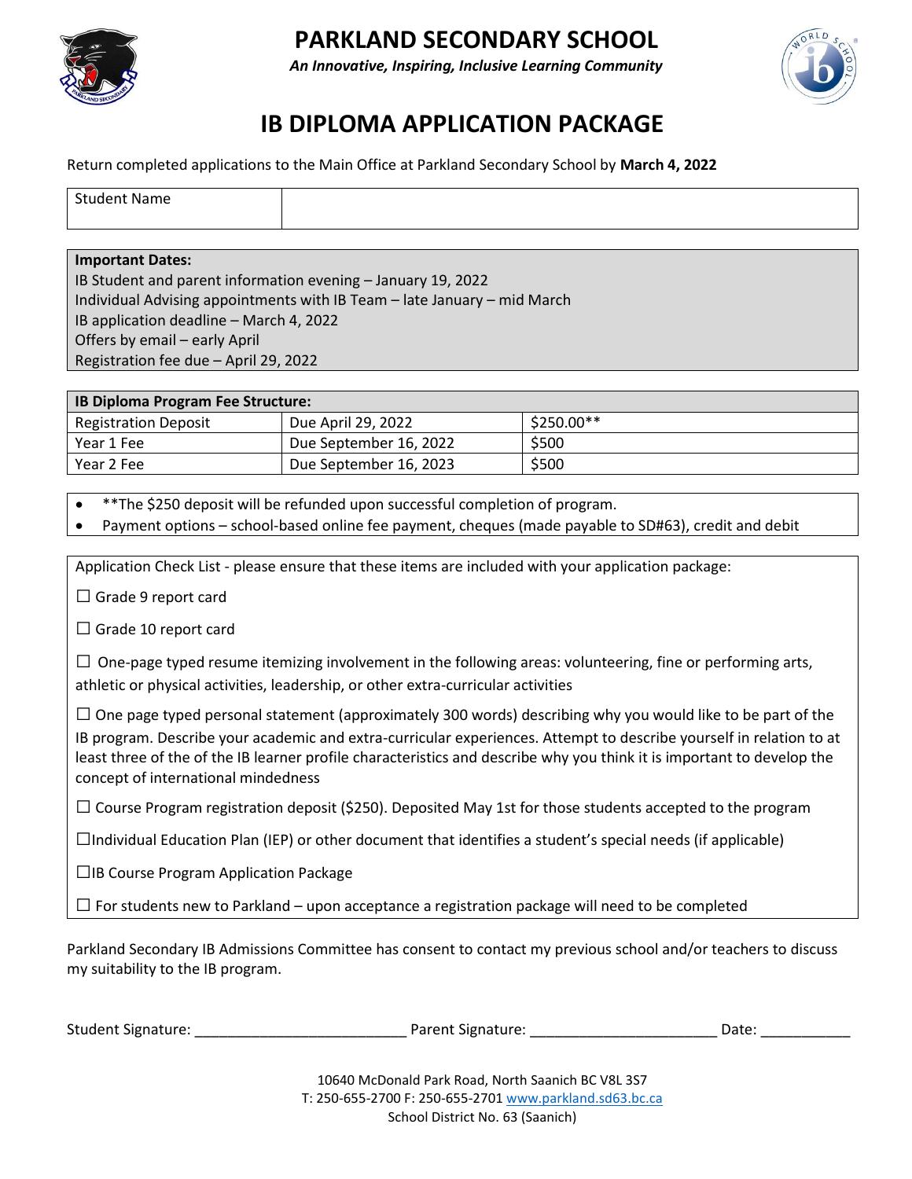# PARKLAND SECONDARY SCHOOL

*An Innovative, Inspiring, Inclusive Learning Community*

# IB DIPLOMA APPLICATION PACKAGE

Return completed applications to the Main Office at Parkland Secondary School by **March 4, 2022**

| Student Name | |
|---|---|

**Important Dates:**

IB Student and parent information evening – January 19, 2022
Individual Advising appointments with IB Team – late January – mid March
IB application deadline – March 4, 2022
Offers by email – early April
Registration fee due – April 29, 2022

| **IB Diploma Program Fee Structure:** | | |
|---|---|---|
| Registration Deposit | Due April 29, 2022 | $250.00** |
| Year 1 Fee | Due September 16, 2022 | $500 |
| Year 2 Fee | Due September 16, 2023 | $500 |

- **The $250 deposit will be refunded upon successful completion of program.
- Payment options – school-based online fee payment, cheques (made payable to SD#63), credit and debit

Application Check List - please ensure that these items are included with your application package:

☐ Grade 9 report card

☐ Grade 10 report card

☐ One-page typed resume itemizing involvement in the following areas: volunteering, fine or performing arts, athletic or physical activities, leadership, or other extra-curricular activities

☐ One page typed personal statement (approximately 300 words) describing why you would like to be part of the IB program. Describe your academic and extra-curricular experiences. Attempt to describe yourself in relation to at least three of the of the IB learner profile characteristics and describe why you think it is important to develop the concept of international mindedness

☐ Course Program registration deposit ($250). Deposited May 1st for those students accepted to the program

☐ Individual Education Plan (IEP) or other document that identifies a student's special needs (if applicable)

☐ IB Course Program Application Package

☐ For students new to Parkland – upon acceptance a registration package will need to be completed

Parkland Secondary IB Admissions Committee has consent to contact my previous school and/or teachers to discuss my suitability to the IB program.

Student Signature: __________________________ Parent Signature: ______________________ Date: ___________

10640 McDonald Park Road, North Saanich BC V8L 3S7
T: 250-655-2700 F: 250-655-2701 www.parkland.sd63.bc.ca
School District No. 63 (Saanich)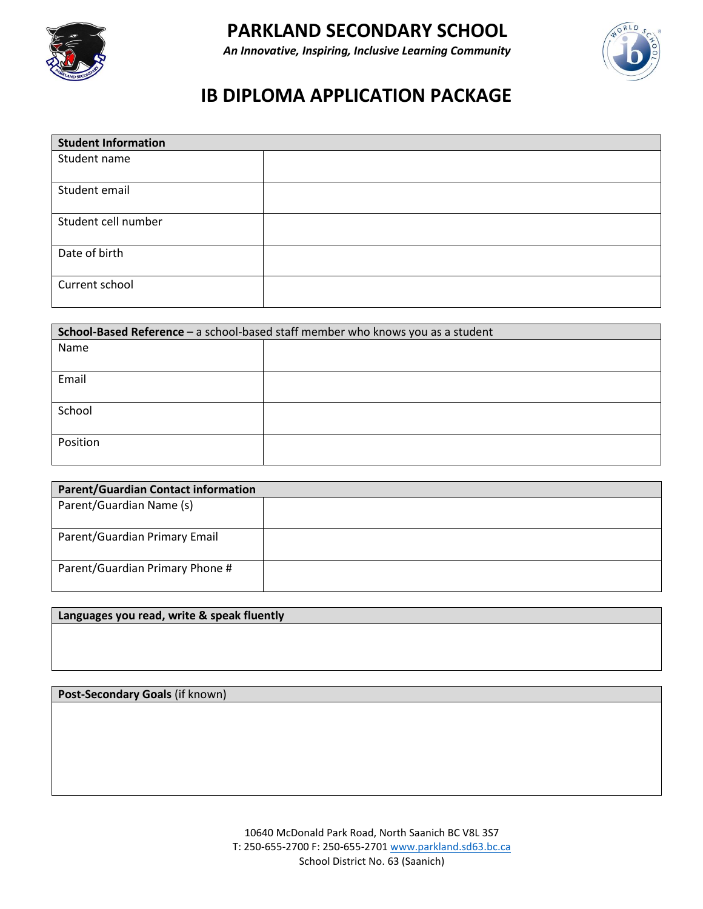# PARKLAND SECONDARY SCHOOL

***An Innovative, Inspiring, Inclusive Learning Community***

## IB DIPLOMA APPLICATION PACKAGE

| **Student Information** | |
|---|---|
| Student name | |
| Student email | |
| Student cell number | |
| Date of birth | |
| Current school | |

| **School-Based Reference** – a school-based staff member who knows you as a student | |
|---|---|
| Name | |
| Email | |
| School | |
| Position | |

| **Parent/Guardian Contact information** | |
|---|---|
| Parent/Guardian Name (s) | |
| Parent/Guardian Primary Email | |
| Parent/Guardian Primary Phone # | |

| **Languages you read, write & speak fluently** |
|---|
| |

| **Post-Secondary Goals** (if known) |
|---|
| |

10640 McDonald Park Road, North Saanich BC V8L 3S7
T: 250-655-2700 F: 250-655-2701 www.parkland.sd63.bc.ca
School District No. 63 (Saanich)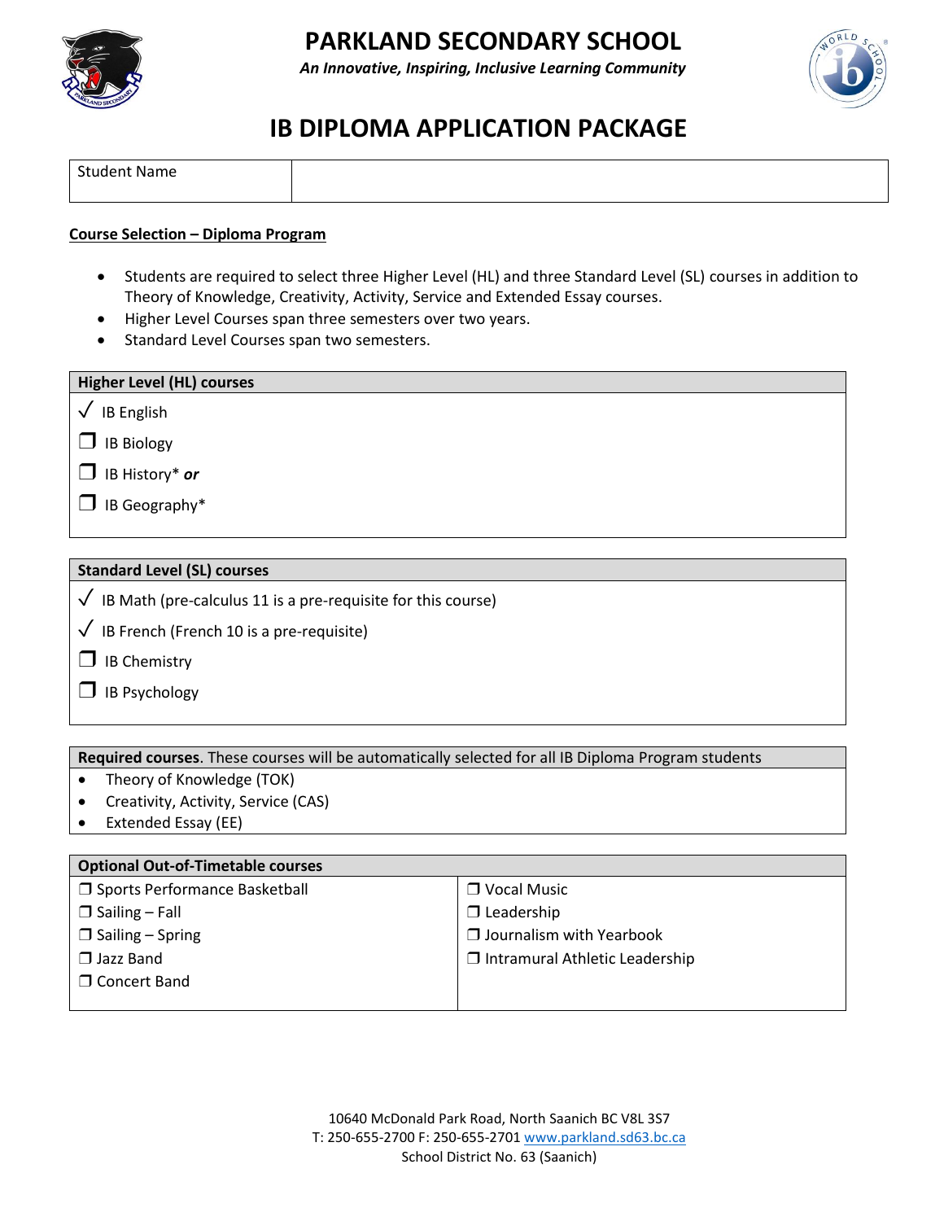# PARKLAND SECONDARY SCHOOL

*An Innovative, Inspiring, Inclusive Learning Community*

# IB DIPLOMA APPLICATION PACKAGE

| Student Name | |
|---|---|

**Course Selection – Diploma Program**

- Students are required to select three Higher Level (HL) courses and three Standard Level (SL) courses in addition to Theory of Knowledge, Creativity, Activity, Service and Extended Essay courses.
- Higher Level Courses span three semesters over two years.
- Standard Level Courses span two semesters.

**Higher Level (HL) courses**

✓ IB English

❒ IB Biology

❒ IB History* ***or***

❒ IB Geography*

**Standard Level (SL) courses**

✓ IB Math (pre-calculus 11 is a pre-requisite for this course)

✓ IB French (French 10 is a pre-requisite)

❒ IB Chemistry

❒ IB Psychology

**Required courses**. These courses will be automatically selected for all IB Diploma Program students

- Theory of Knowledge (TOK)
- Creativity, Activity, Service (CAS)
- Extended Essay (EE)

**Optional Out-of-Timetable courses**

| | |
|---|---|
| ❒ Sports Performance Basketball | ❒ Vocal Music |
| ❒ Sailing – Fall | ❒ Leadership |
| ❒ Sailing – Spring | ❒ Journalism with Yearbook |
| ❒ Jazz Band | ❒ Intramural Athletic Leadership |
| ❒ Concert Band | |

10640 McDonald Park Road, North Saanich BC V8L 3S7
T: 250-655-2700 F: 250-655-2701 www.parkland.sd63.bc.ca
School District No. 63 (Saanich)